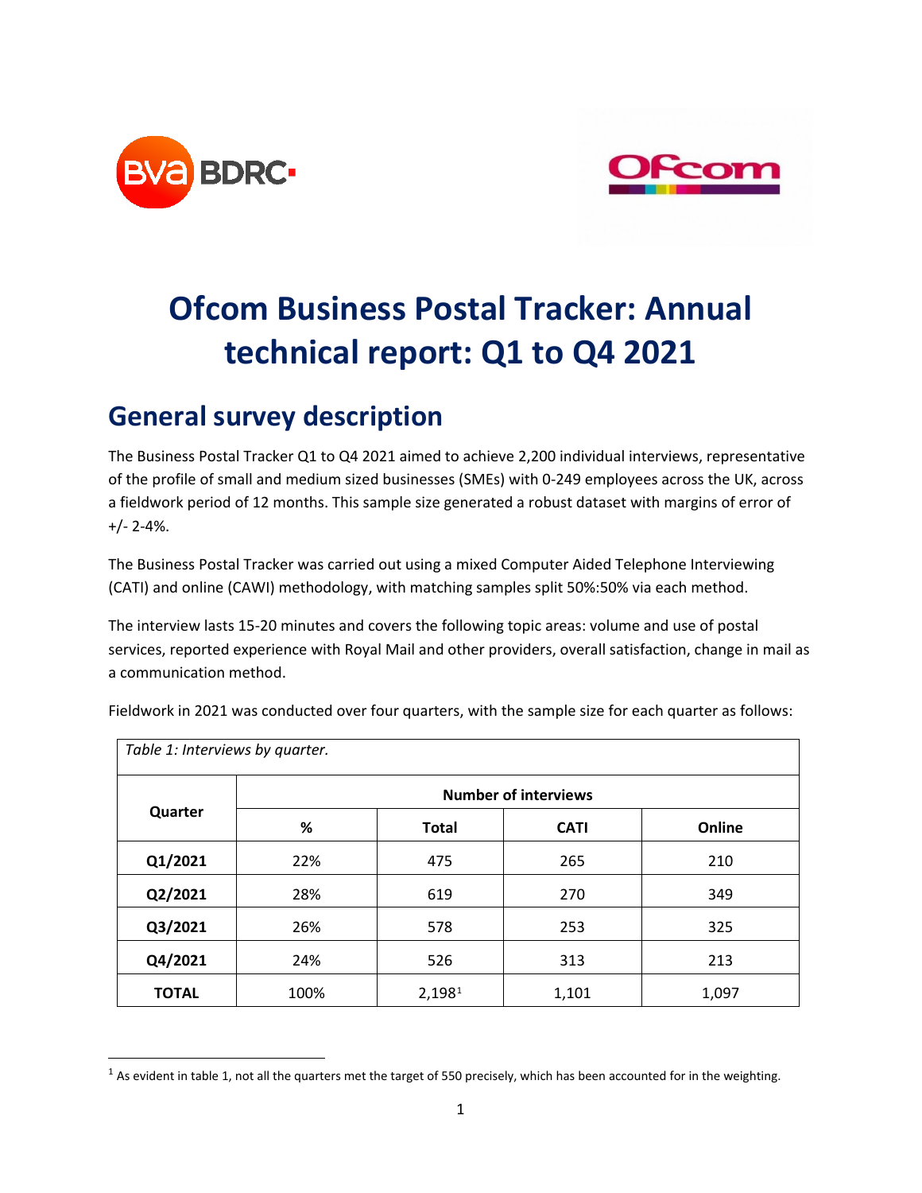# Ofcom Business Postal Tracker: Annual technical report: Q1 to Q4 2021

## General survey description

The Business Postal Tracker Q1 to Q4 2021 aimed to achieve 2,200 individual interviews, representative of the profile of small and medium sized businesses (SMEs) with 0-249 employees across the UK, across a fieldwork period of 12 months. This sample size generated a robust dataset with margins of error of +/- 2-4%.

The Business Postal Tracker was carried out using a mixed Computer Aided Telephone Interviewing (CATI) and online (CAWI) methodology, with matching samples split 50%:50% via each method.

The interview lasts 15-20 minutes and covers the following topic areas: volume and use of postal services, reported experience with Royal Mail and other providers, overall satisfaction, change in mail as a communication method.

Fieldwork in 2021 was conducted over four quarters, with the sample size for each quarter as follows:

*Table 1: Interviews by quarter.*

| Quarter | Number of interviews | | | |
|---|---|---|---|---|
| | % | Total | CATI | Online |
| **Q1/2021** | 22% | 475 | 265 | 210 |
| **Q2/2021** | 28% | 619 | 270 | 349 |
| **Q3/2021** | 26% | 578 | 253 | 325 |
| **Q4/2021** | 24% | 526 | 313 | 213 |
| **TOTAL** | 100% | 2,198[1] | 1,101 | 1,097 |

[1] As evident in table 1, not all the quarters met the target of 550 precisely, which has been accounted for in the weighting.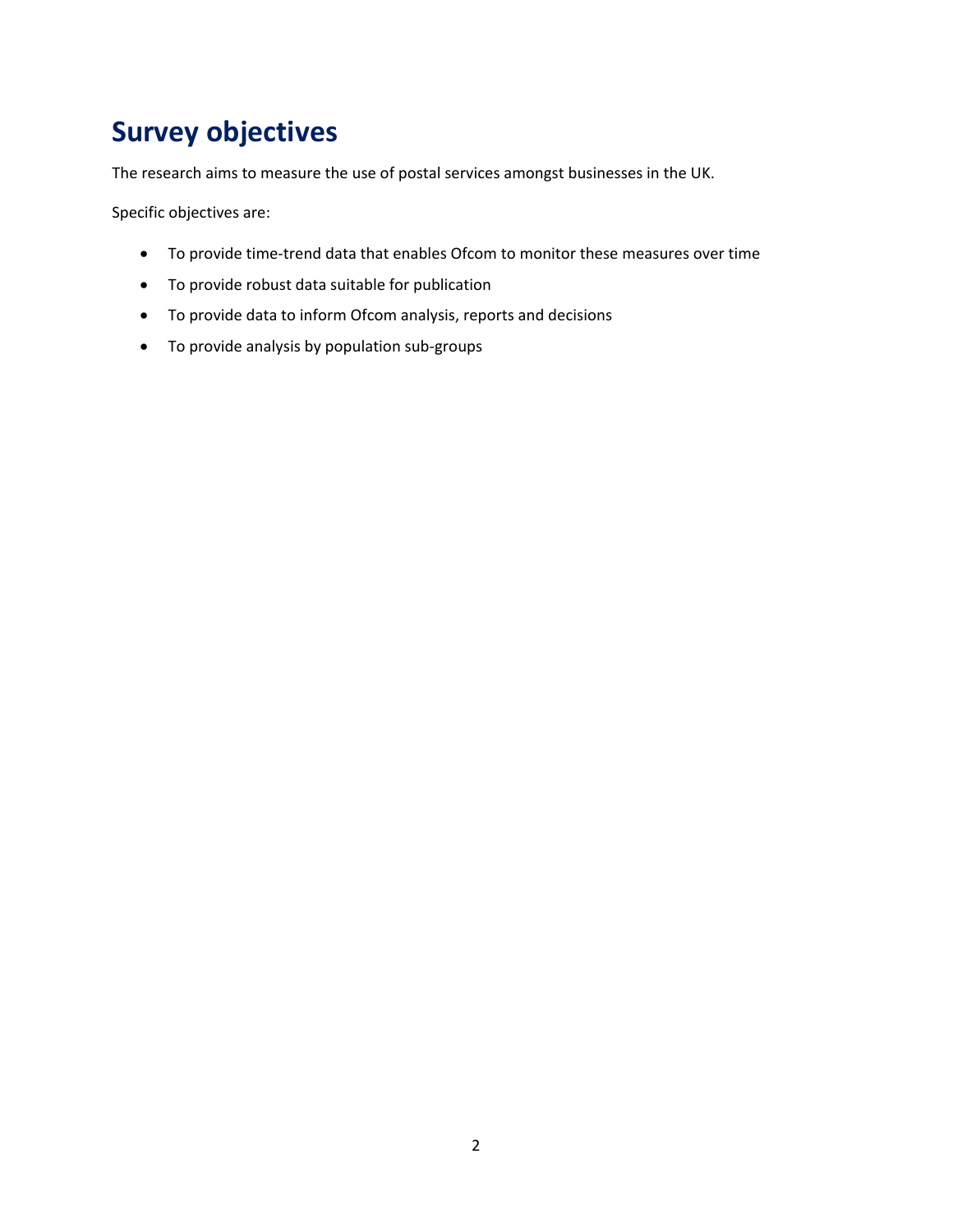# Survey objectives

The research aims to measure the use of postal services amongst businesses in the UK.

Specific objectives are:

- To provide time-trend data that enables Ofcom to monitor these measures over time
- To provide robust data suitable for publication
- To provide data to inform Ofcom analysis, reports and decisions
- To provide analysis by population sub-groups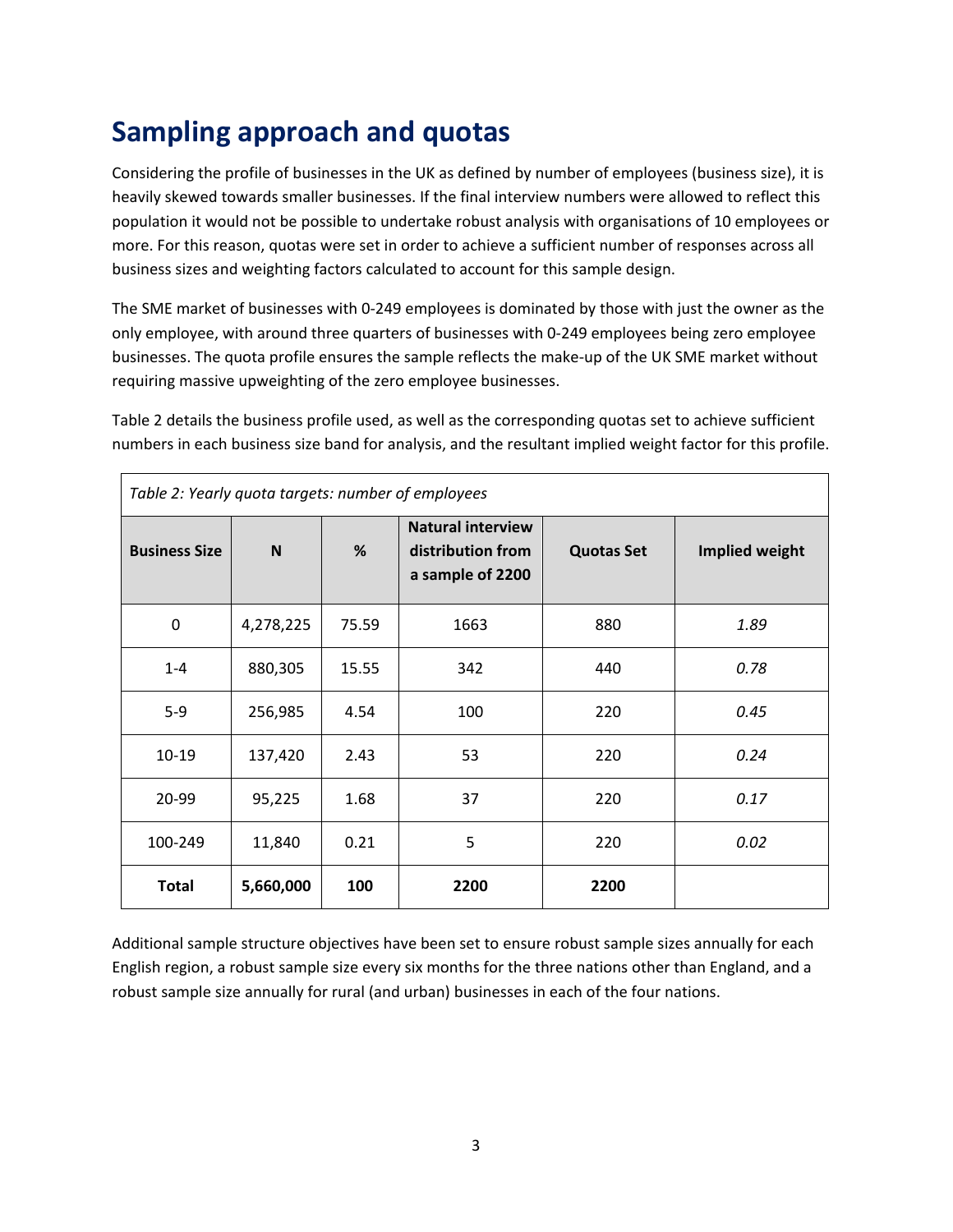# Sampling approach and quotas

Considering the profile of businesses in the UK as defined by number of employees (business size), it is heavily skewed towards smaller businesses. If the final interview numbers were allowed to reflect this population it would not be possible to undertake robust analysis with organisations of 10 employees or more. For this reason, quotas were set in order to achieve a sufficient number of responses across all business sizes and weighting factors calculated to account for this sample design.

The SME market of businesses with 0-249 employees is dominated by those with just the owner as the only employee, with around three quarters of businesses with 0-249 employees being zero employee businesses. The quota profile ensures the sample reflects the make-up of the UK SME market without requiring massive upweighting of the zero employee businesses.

Table 2 details the business profile used, as well as the corresponding quotas set to achieve sufficient numbers in each business size band for analysis, and the resultant implied weight factor for this profile.

*Table 2: Yearly quota targets: number of employees*

| Business Size | N | % | Natural interview distribution from a sample of 2200 | Quotas Set | Implied weight |
|---|---|---|---|---|---|
| 0 | 4,278,225 | 75.59 | 1663 | 880 | *1.89* |
| 1-4 | 880,305 | 15.55 | 342 | 440 | *0.78* |
| 5-9 | 256,985 | 4.54 | 100 | 220 | *0.45* |
| 10-19 | 137,420 | 2.43 | 53 | 220 | *0.24* |
| 20-99 | 95,225 | 1.68 | 37 | 220 | *0.17* |
| 100-249 | 11,840 | 0.21 | 5 | 220 | *0.02* |
| **Total** | **5,660,000** | **100** | **2200** | **2200** | |

Additional sample structure objectives have been set to ensure robust sample sizes annually for each English region, a robust sample size every six months for the three nations other than England, and a robust sample size annually for rural (and urban) businesses in each of the four nations.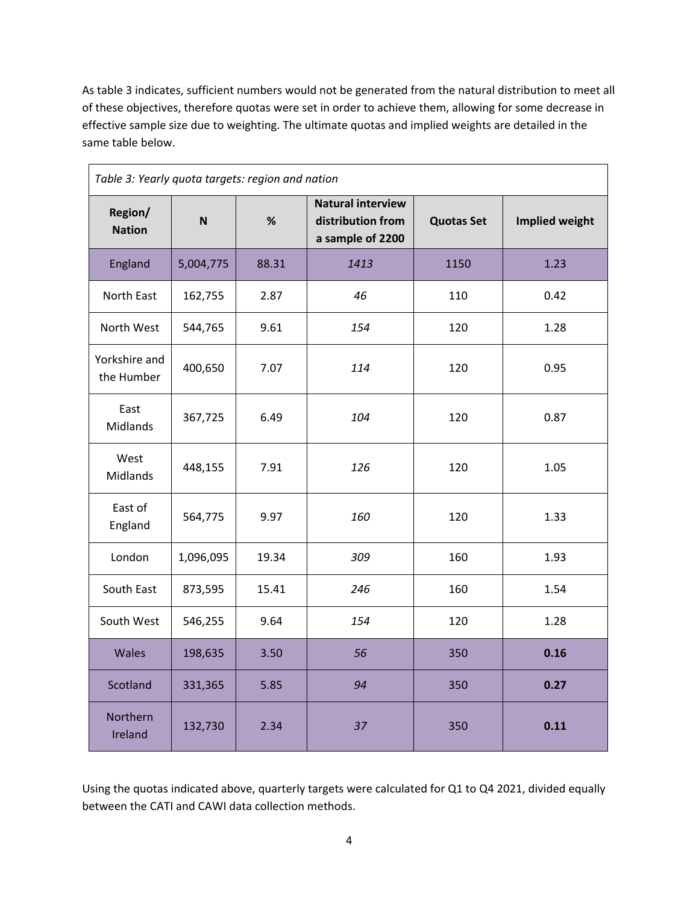As table 3 indicates, sufficient numbers would not be generated from the natural distribution to meet all of these objectives, therefore quotas were set in order to achieve them, allowing for some decrease in effective sample size due to weighting. The ultimate quotas and implied weights are detailed in the same table below.

*Table 3: Yearly quota targets: region and nation*

| Region/ Nation | N | % | Natural interview distribution from a sample of 2200 | Quotas Set | Implied weight |
|---|---|---|---|---|---|
| England | 5,004,775 | 88.31 | *1413* | 1150 | 1.23 |
| North East | 162,755 | 2.87 | *46* | 110 | 0.42 |
| North West | 544,765 | 9.61 | *154* | 120 | 1.28 |
| Yorkshire and the Humber | 400,650 | 7.07 | *114* | 120 | 0.95 |
| East Midlands | 367,725 | 6.49 | *104* | 120 | 0.87 |
| West Midlands | 448,155 | 7.91 | *126* | 120 | 1.05 |
| East of England | 564,775 | 9.97 | *160* | 120 | 1.33 |
| London | 1,096,095 | 19.34 | *309* | 160 | 1.93 |
| South East | 873,595 | 15.41 | *246* | 160 | 1.54 |
| South West | 546,255 | 9.64 | *154* | 120 | 1.28 |
| Wales | 198,635 | 3.50 | *56* | 350 | **0.16** |
| Scotland | 331,365 | 5.85 | *94* | 350 | **0.27** |
| Northern Ireland | 132,730 | 2.34 | *37* | 350 | **0.11** |

Using the quotas indicated above, quarterly targets were calculated for Q1 to Q4 2021, divided equally between the CATI and CAWI data collection methods.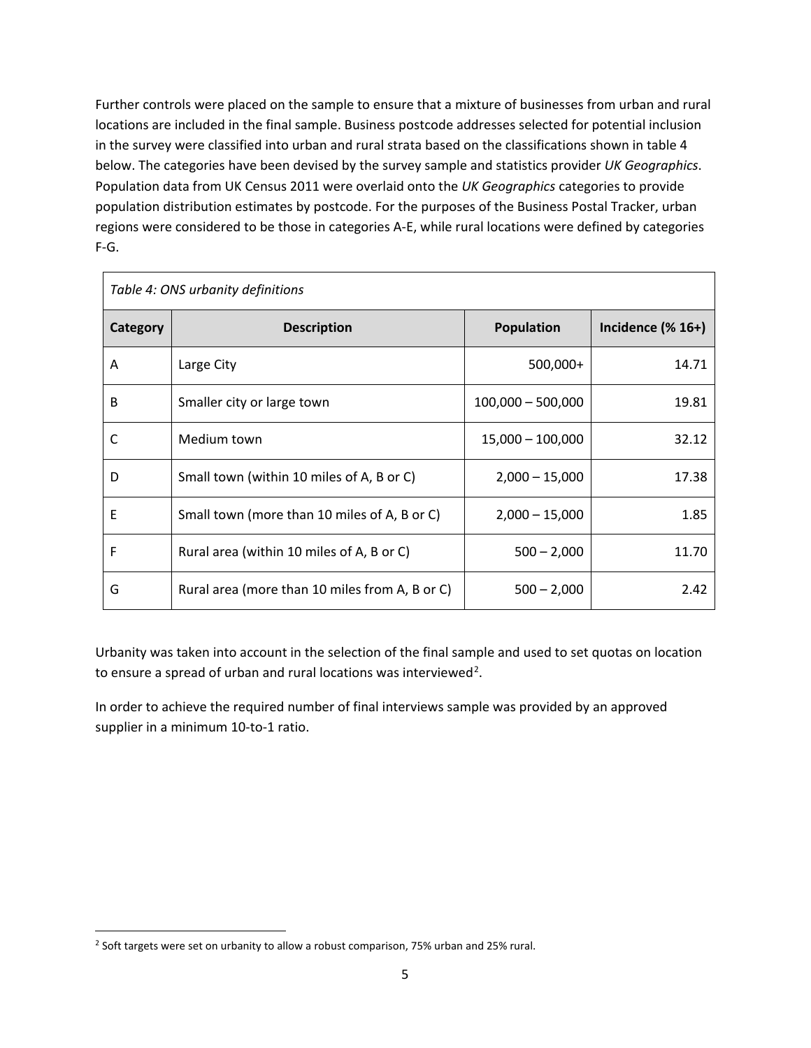Further controls were placed on the sample to ensure that a mixture of businesses from urban and rural locations are included in the final sample. Business postcode addresses selected for potential inclusion in the survey were classified into urban and rural strata based on the classifications shown in table 4 below. The categories have been devised by the survey sample and statistics provider *UK Geographics*. Population data from UK Census 2011 were overlaid onto the *UK Geographics* categories to provide population distribution estimates by postcode. For the purposes of the Business Postal Tracker, urban regions were considered to be those in categories A-E, while rural locations were defined by categories F-G.

*Table 4: ONS urbanity definitions*

| Category | Description | Population | Incidence (% 16+) |
|---|---|---|---|
| A | Large City | 500,000+ | 14.71 |
| B | Smaller city or large town | 100,000 – 500,000 | 19.81 |
| C | Medium town | 15,000 – 100,000 | 32.12 |
| D | Small town (within 10 miles of A, B or C) | 2,000 – 15,000 | 17.38 |
| E | Small town (more than 10 miles of A, B or C) | 2,000 – 15,000 | 1.85 |
| F | Rural area (within 10 miles of A, B or C) | 500 – 2,000 | 11.70 |
| G | Rural area (more than 10 miles from A, B or C) | 500 – 2,000 | 2.42 |

Urbanity was taken into account in the selection of the final sample and used to set quotas on location to ensure a spread of urban and rural locations was interviewed[2].

In order to achieve the required number of final interviews sample was provided by an approved supplier in a minimum 10-to-1 ratio.

[2] Soft targets were set on urbanity to allow a robust comparison, 75% urban and 25% rural.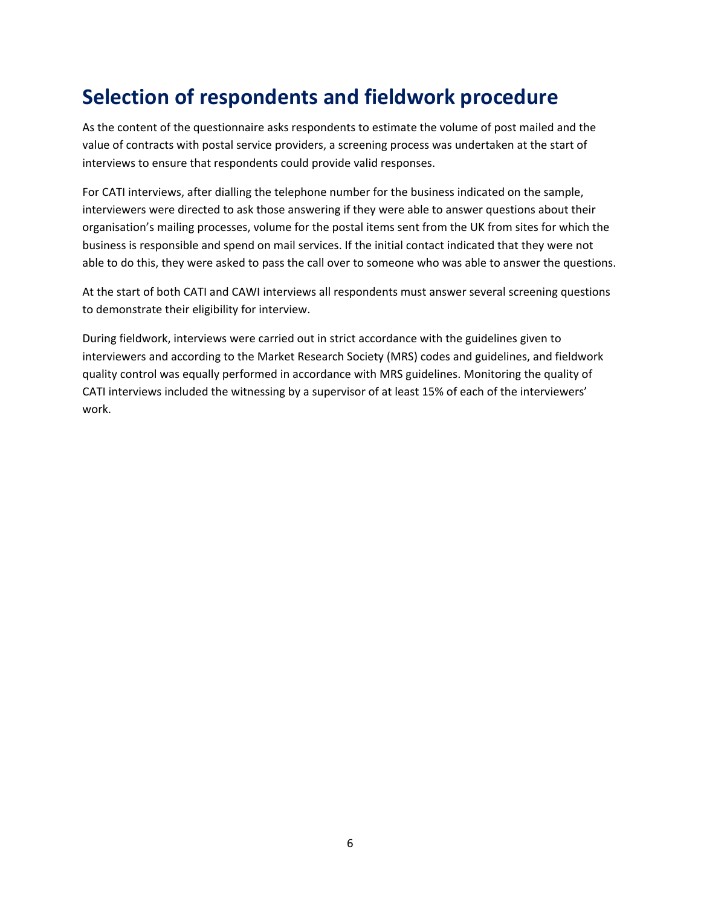# Selection of respondents and fieldwork procedure

As the content of the questionnaire asks respondents to estimate the volume of post mailed and the value of contracts with postal service providers, a screening process was undertaken at the start of interviews to ensure that respondents could provide valid responses.

For CATI interviews, after dialling the telephone number for the business indicated on the sample, interviewers were directed to ask those answering if they were able to answer questions about their organisation's mailing processes, volume for the postal items sent from the UK from sites for which the business is responsible and spend on mail services. If the initial contact indicated that they were not able to do this, they were asked to pass the call over to someone who was able to answer the questions.

At the start of both CATI and CAWI interviews all respondents must answer several screening questions to demonstrate their eligibility for interview.

During fieldwork, interviews were carried out in strict accordance with the guidelines given to interviewers and according to the Market Research Society (MRS) codes and guidelines, and fieldwork quality control was equally performed in accordance with MRS guidelines. Monitoring the quality of CATI interviews included the witnessing by a supervisor of at least 15% of each of the interviewers' work.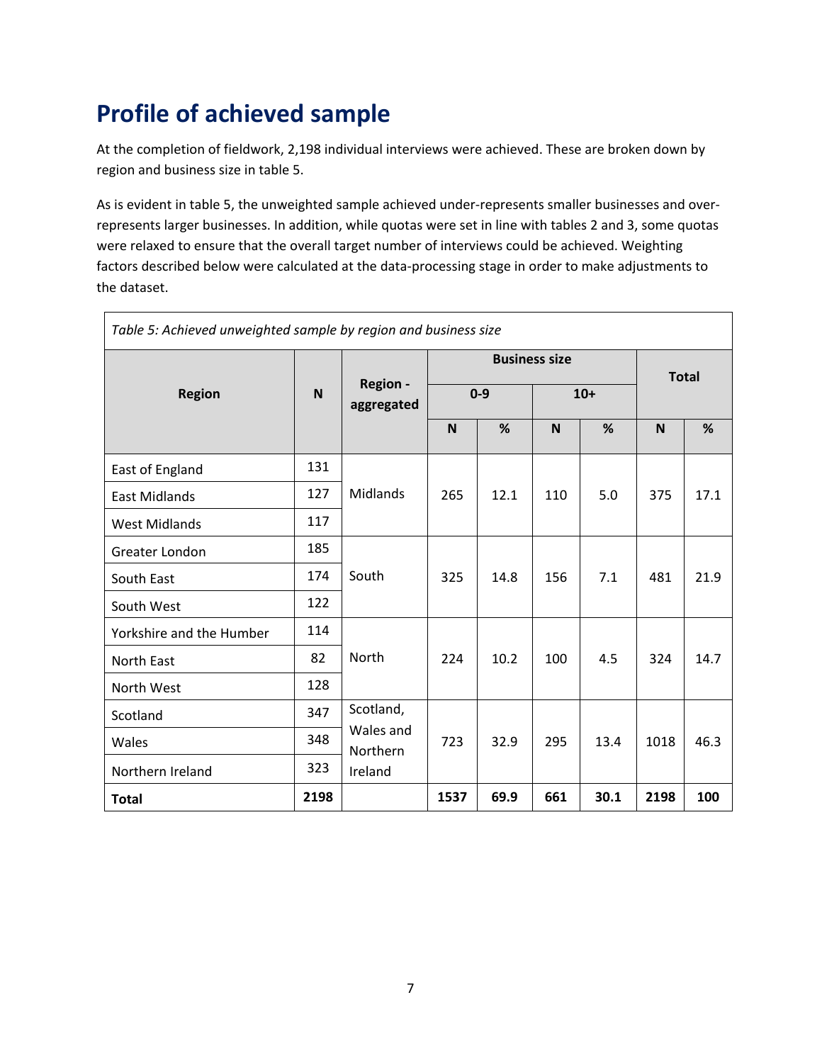## Profile of achieved sample

At the completion of fieldwork, 2,198 individual interviews were achieved. These are broken down by region and business size in table 5.

As is evident in table 5, the unweighted sample achieved under-represents smaller businesses and over-represents larger businesses. In addition, while quotas were set in line with tables 2 and 3, some quotas were relaxed to ensure that the overall target number of interviews could be achieved. Weighting factors described below were calculated at the data-processing stage in order to make adjustments to the dataset.

*Table 5: Achieved unweighted sample by region and business size*

| Region | N | Region - aggregated | Business size | | | | Total | |
|---|---|---|---|---|---|---|---|---|
| | | | 0-9 | | 10+ | | | |
| | | | N | % | N | % | N | % |
| East of England | 131 | Midlands | 265 | 12.1 | 110 | 5.0 | 375 | 17.1 |
| East Midlands | 127 | | | | | | | |
| West Midlands | 117 | | | | | | | |
| Greater London | 185 | South | 325 | 14.8 | 156 | 7.1 | 481 | 21.9 |
| South East | 174 | | | | | | | |
| South West | 122 | | | | | | | |
| Yorkshire and the Humber | 114 | North | 224 | 10.2 | 100 | 4.5 | 324 | 14.7 |
| North East | 82 | | | | | | | |
| North West | 128 | | | | | | | |
| Scotland | 347 | Scotland, Wales and Northern Ireland | 723 | 32.9 | 295 | 13.4 | 1018 | 46.3 |
| Wales | 348 | | | | | | | |
| Northern Ireland | 323 | | | | | | | |
| **Total** | **2198** | | **1537** | **69.9** | **661** | **30.1** | **2198** | **100** |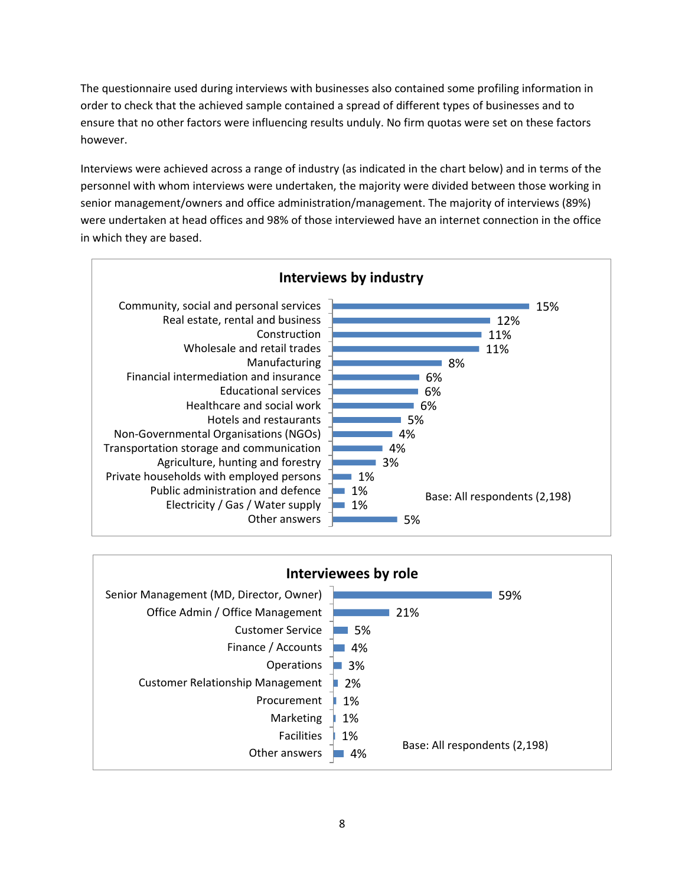The questionnaire used during interviews with businesses also contained some profiling information in order to check that the achieved sample contained a spread of different types of businesses and to ensure that no other factors were influencing results unduly. No firm quotas were set on these factors however.

Interviews were achieved across a range of industry (as indicated in the chart below) and in terms of the personnel with whom interviews were undertaken, the majority were divided between those working in senior management/owners and office administration/management. The majority of interviews (89%) were undertaken at head offices and 98% of those interviewed have an internet connection in the office in which they are based.

**Interviews by industry**

| Industry | % |
|---|---|
| Community, social and personal services | 15% |
| Real estate, rental and business | 12% |
| Construction | 11% |
| Wholesale and retail trades | 11% |
| Manufacturing | 8% |
| Financial intermediation and insurance | 6% |
| Educational services | 6% |
| Healthcare and social work | 6% |
| Hotels and restaurants | 5% |
| Non-Governmental Organisations (NGOs) | 4% |
| Transportation storage and communication | 4% |
| Agriculture, hunting and forestry | 3% |
| Private households with employed persons | 1% |
| Public administration and defence | 1% |
| Electricity / Gas / Water supply | 1% |
| Other answers | 5% |

Base: All respondents (2,198)

**Interviewees by role**

| Role | % |
|---|---|
| Senior Management (MD, Director, Owner) | 59% |
| Office Admin / Office Management | 21% |
| Customer Service | 5% |
| Finance / Accounts | 4% |
| Operations | 3% |
| Customer Relationship Management | 2% |
| Procurement | 1% |
| Marketing | 1% |
| Facilities | 1% |
| Other answers | 4% |

Base: All respondents (2,198)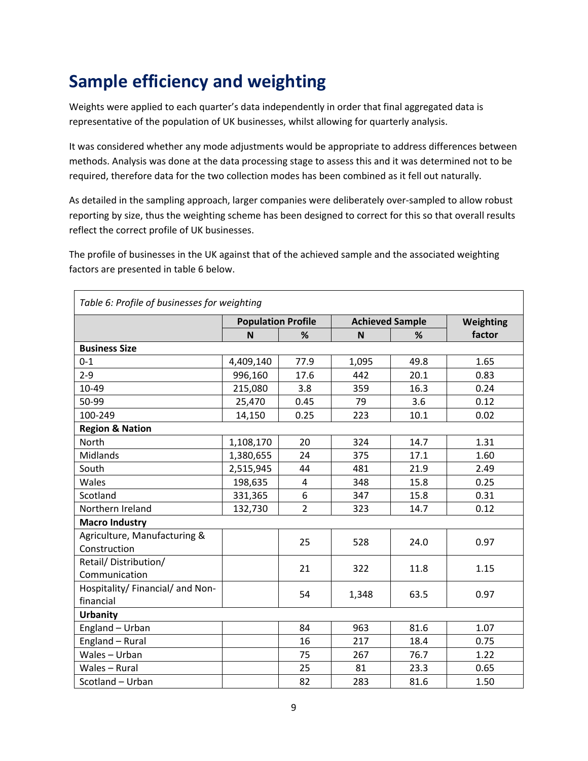# Sample efficiency and weighting

Weights were applied to each quarter's data independently in order that final aggregated data is representative of the population of UK businesses, whilst allowing for quarterly analysis.

It was considered whether any mode adjustments would be appropriate to address differences between methods. Analysis was done at the data processing stage to assess this and it was determined not to be required, therefore data for the two collection modes has been combined as it fell out naturally.

As detailed in the sampling approach, larger companies were deliberately over-sampled to allow robust reporting by size, thus the weighting scheme has been designed to correct for this so that overall results reflect the correct profile of UK businesses.

The profile of businesses in the UK against that of the achieved sample and the associated weighting factors are presented in table 6 below.

*Table 6: Profile of businesses for weighting*

| | Population Profile | | Achieved Sample | | Weighting factor |
|---|---|---|---|---|---|
| | N | % | N | % | |
| **Business Size** | | | | | |
| 0-1 | 4,409,140 | 77.9 | 1,095 | 49.8 | 1.65 |
| 2-9 | 996,160 | 17.6 | 442 | 20.1 | 0.83 |
| 10-49 | 215,080 | 3.8 | 359 | 16.3 | 0.24 |
| 50-99 | 25,470 | 0.45 | 79 | 3.6 | 0.12 |
| 100-249 | 14,150 | 0.25 | 223 | 10.1 | 0.02 |
| **Region & Nation** | | | | | |
| North | 1,108,170 | 20 | 324 | 14.7 | 1.31 |
| Midlands | 1,380,655 | 24 | 375 | 17.1 | 1.60 |
| South | 2,515,945 | 44 | 481 | 21.9 | 2.49 |
| Wales | 198,635 | 4 | 348 | 15.8 | 0.25 |
| Scotland | 331,365 | 6 | 347 | 15.8 | 0.31 |
| Northern Ireland | 132,730 | 2 | 323 | 14.7 | 0.12 |
| **Macro Industry** | | | | | |
| Agriculture, Manufacturing & Construction | | 25 | 528 | 24.0 | 0.97 |
| Retail/ Distribution/ Communication | | 21 | 322 | 11.8 | 1.15 |
| Hospitality/ Financial/ and Non-financial | | 54 | 1,348 | 63.5 | 0.97 |
| **Urbanity** | | | | | |
| England – Urban | | 84 | 963 | 81.6 | 1.07 |
| England – Rural | | 16 | 217 | 18.4 | 0.75 |
| Wales – Urban | | 75 | 267 | 76.7 | 1.22 |
| Wales – Rural | | 25 | 81 | 23.3 | 0.65 |
| Scotland – Urban | | 82 | 283 | 81.6 | 1.50 |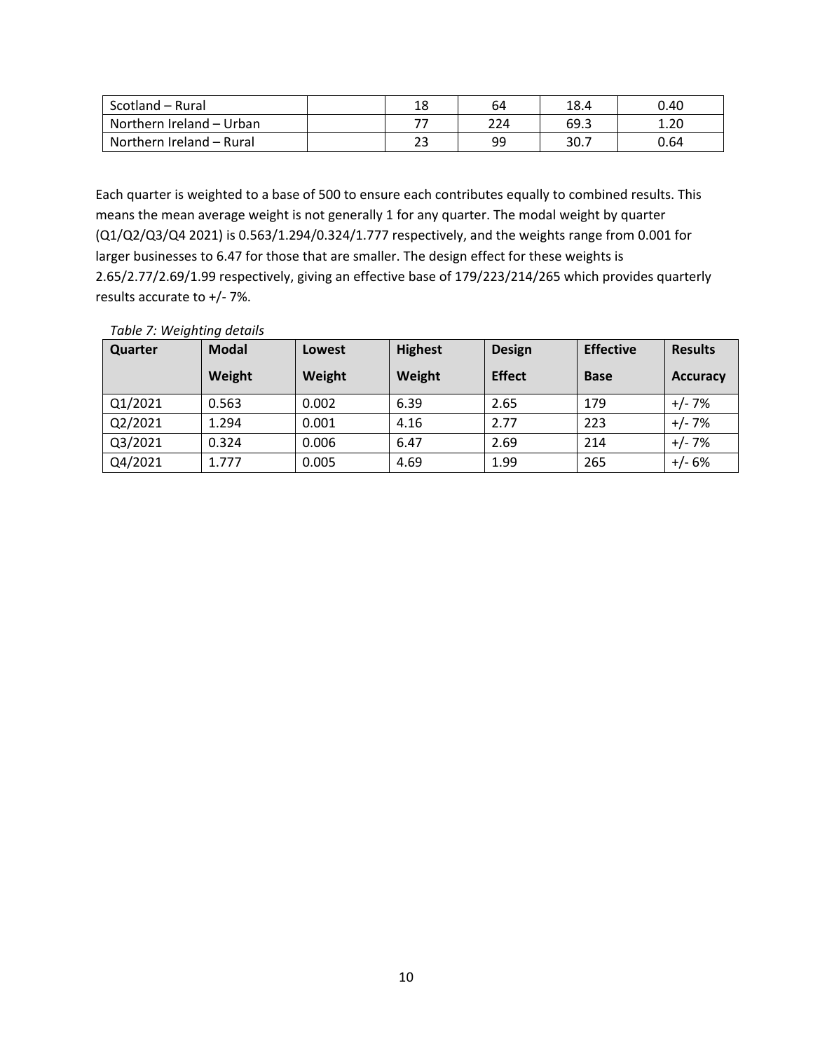| | | | | | |
|---|---|---|---|---|---|
| Scotland – Rural | | 18 | 64 | 18.4 | 0.40 |
| Northern Ireland – Urban | | 77 | 224 | 69.3 | 1.20 |
| Northern Ireland – Rural | | 23 | 99 | 30.7 | 0.64 |

Each quarter is weighted to a base of 500 to ensure each contributes equally to combined results. This means the mean average weight is not generally 1 for any quarter. The modal weight by quarter (Q1/Q2/Q3/Q4 2021) is 0.563/1.294/0.324/1.777 respectively, and the weights range from 0.001 for larger businesses to 6.47 for those that are smaller. The design effect for these weights is 2.65/2.77/2.69/1.99 respectively, giving an effective base of 179/223/214/265 which provides quarterly results accurate to +/- 7%.

*Table 7: Weighting details*

| Quarter | Modal Weight | Lowest Weight | Highest Weight | Design Effect | Effective Base | Results Accuracy |
|---|---|---|---|---|---|---|
| Q1/2021 | 0.563 | 0.002 | 6.39 | 2.65 | 179 | +/- 7% |
| Q2/2021 | 1.294 | 0.001 | 4.16 | 2.77 | 223 | +/- 7% |
| Q3/2021 | 0.324 | 0.006 | 6.47 | 2.69 | 214 | +/- 7% |
| Q4/2021 | 1.777 | 0.005 | 4.69 | 1.99 | 265 | +/- 6% |